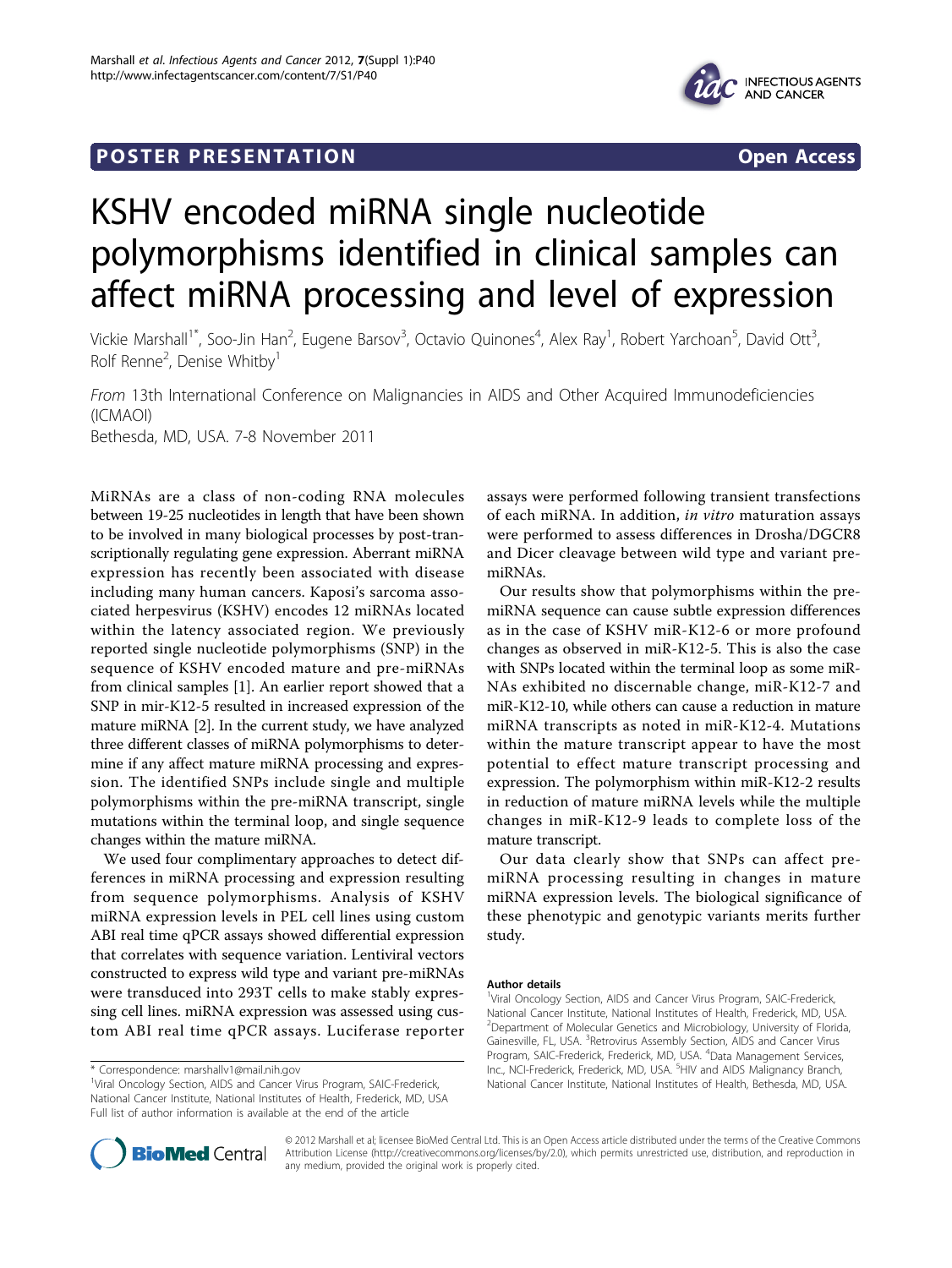POSTER PRESENTATION Open Access

# KSHV encoded miRNA single nucleotide polymorphisms identified in clinical samples can affect miRNA processing and level of expression

Vickie Marshall[1*], Soo-Jin Han[2], Eugene Barsov[3], Octavio Quinones[4], Alex Ray[1], Robert Yarchoan[5], David Ott[3], Rolf Renne[2], Denise Whitby[1]

*From* 13th International Conference on Malignancies in AIDS and Other Acquired Immunodeficiencies (ICMAOI)
Bethesda, MD, USA. 7-8 November 2011

MiRNAs are a class of non-coding RNA molecules between 19-25 nucleotides in length that have been shown to be involved in many biological processes by post-transcriptionally regulating gene expression. Aberrant miRNA expression has recently been associated with disease including many human cancers. Kaposi's sarcoma associated herpesvirus (KSHV) encodes 12 miRNAs located within the latency associated region. We previously reported single nucleotide polymorphisms (SNP) in the sequence of KSHV encoded mature and pre-miRNAs from clinical samples [1]. An earlier report showed that a SNP in mir-K12-5 resulted in increased expression of the mature miRNA [2]. In the current study, we have analyzed three different classes of miRNA polymorphisms to determine if any affect mature miRNA processing and expression. The identified SNPs include single and multiple polymorphisms within the pre-miRNA transcript, single mutations within the terminal loop, and single sequence changes within the mature miRNA.

We used four complimentary approaches to detect differences in miRNA processing and expression resulting from sequence polymorphisms. Analysis of KSHV miRNA expression levels in PEL cell lines using custom ABI real time qPCR assays showed differential expression that correlates with sequence variation. Lentiviral vectors constructed to express wild type and variant pre-miRNAs were transduced into 293T cells to make stably expressing cell lines. miRNA expression was assessed using custom ABI real time qPCR assays. Luciferase reporter assays were performed following transient transfections of each miRNA. In addition, *in vitro* maturation assays were performed to assess differences in Drosha/DGCR8 and Dicer cleavage between wild type and variant pre-miRNAs.

Our results show that polymorphisms within the pre-miRNA sequence can cause subtle expression differences as in the case of KSHV miR-K12-6 or more profound changes as observed in miR-K12-5. This is also the case with SNPs located within the terminal loop as some miRNAs exhibited no discernable change, miR-K12-7 and miR-K12-10, while others can cause a reduction in mature miRNA transcripts as noted in miR-K12-4. Mutations within the mature transcript appear to have the most potential to effect mature transcript processing and expression. The polymorphism within miR-K12-2 results in reduction of mature miRNA levels while the multiple changes in miR-K12-9 leads to complete loss of the mature transcript.

Our data clearly show that SNPs can affect pre-miRNA processing resulting in changes in mature miRNA expression levels. The biological significance of these phenotypic and genotypic variants merits further study.

#### Author details

[1]Viral Oncology Section, AIDS and Cancer Virus Program, SAIC-Frederick, National Cancer Institute, National Institutes of Health, Frederick, MD, USA. [2]Department of Molecular Genetics and Microbiology, University of Florida, Gainesville, FL, USA. [3]Retrovirus Assembly Section, AIDS and Cancer Virus Program, SAIC-Frederick, Frederick, MD, USA. [4]Data Management Services, Inc., NCI-Frederick, Frederick, MD, USA. [5]HIV and AIDS Malignancy Branch, National Cancer Institute, National Institutes of Health, Bethesda, MD, USA.

\* Correspondence: marshallv1@mail.nih.gov
[1]Viral Oncology Section, AIDS and Cancer Virus Program, SAIC-Frederick, National Cancer Institute, National Institutes of Health, Frederick, MD, USA
Full list of author information is available at the end of the article

© 2012 Marshall et al; licensee BioMed Central Ltd. This is an Open Access article distributed under the terms of the Creative Commons Attribution License (http://creativecommons.org/licenses/by/2.0), which permits unrestricted use, distribution, and reproduction in any medium, provided the original work is properly cited.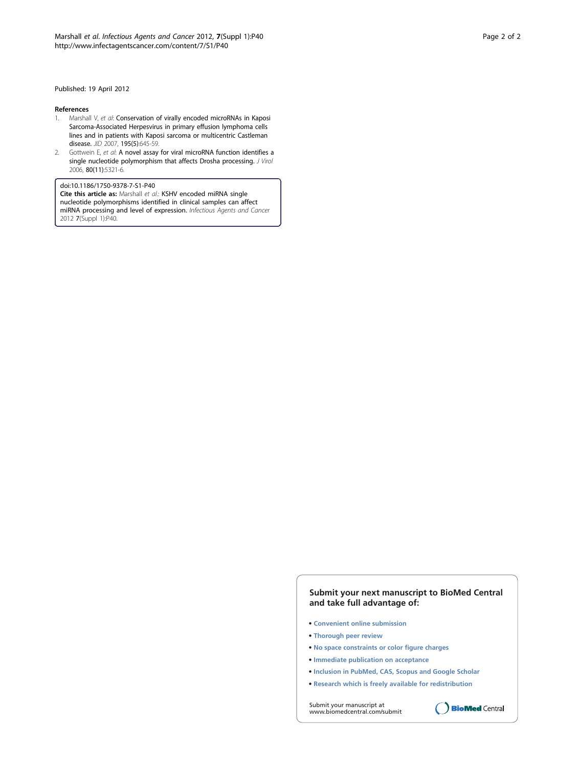Published: 19 April 2012

### References

1. Marshall V, *et al*: **Conservation of virally encoded microRNAs in Kaposi Sarcoma-Associated Herpesvirus in primary effusion lymphoma cells lines and in patients with Kaposi sarcoma or multicentric Castleman disease.** *JID* 2007, **195(5)**:645-59.
2. Gottwein E, *et al*: **A novel assay for viral microRNA function identifies a single nucleotide polymorphism that affects Drosha processing.** *J Virol* 2006, **80(11)**:5321-6.

doi:10.1186/1750-9378-7-S1-P40
**Cite this article as:** Marshall *et al.*: KSHV encoded miRNA single nucleotide polymorphisms identified in clinical samples can affect miRNA processing and level of expression. *Infectious Agents and Cancer* 2012 **7**(Suppl 1):P40.

**Submit your next manuscript to BioMed Central and take full advantage of:**

- **Convenient online submission**
- **Thorough peer review**
- **No space constraints or color figure charges**
- **Immediate publication on acceptance**
- **Inclusion in PubMed, CAS, Scopus and Google Scholar**
- **Research which is freely available for redistribution**

Submit your manuscript at
www.biomedcentral.com/submit

BioMed Central